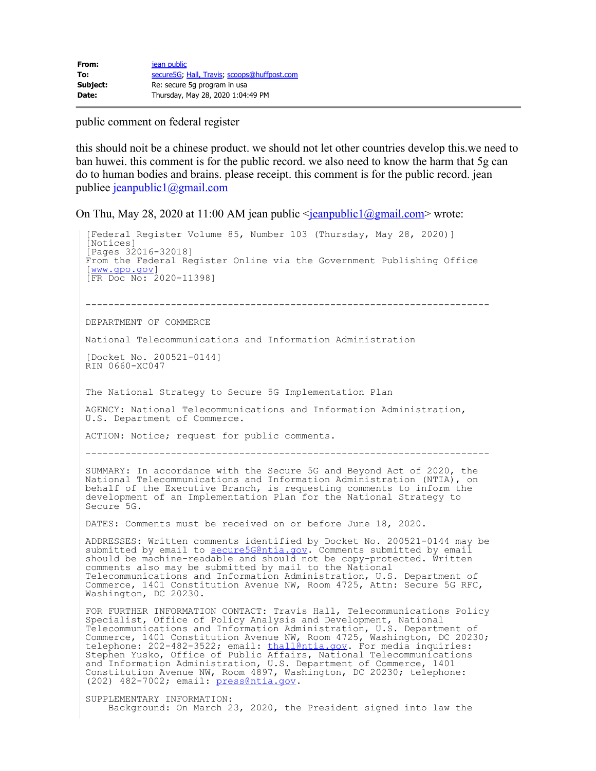| | |
|---|---|
| **From:** | jean public |
| **To:** | secure5G; Hall, Travis; scoops@huffpost.com |
| **Subject:** | Re: secure 5g program in usa |
| **Date:** | Thursday, May 28, 2020 1:04:49 PM |

public comment on federal register

this should noit be a chinese product. we should not let other countries develop this.we need to ban huwei. this comment is for the public record. we also need to know the harm that 5g can do to human bodies and brains. please receipt. this comment is for the public record. jean publiee jeanpublic1@gmail.com

On Thu, May 28, 2020 at 11:00 AM jean public <jeanpublic1@gmail.com> wrote:

> [Federal Register Volume 85, Number 103 (Thursday, May 28, 2020)]
> [Notices]
> [Pages 32016-32018]
> From the Federal Register Online via the Government Publishing Office
> [www.gpo.gov]
> [FR Doc No: 2020-11398]
>
> -----------------------------------------------------------------------
>
> DEPARTMENT OF COMMERCE
>
> National Telecommunications and Information Administration
>
> [Docket No. 200521-0144]
> RIN 0660-XC047
>
> The National Strategy to Secure 5G Implementation Plan
>
> AGENCY: National Telecommunications and Information Administration, U.S. Department of Commerce.
>
> ACTION: Notice; request for public comments.
>
> -----------------------------------------------------------------------
>
> SUMMARY: In accordance with the Secure 5G and Beyond Act of 2020, the National Telecommunications and Information Administration (NTIA), on behalf of the Executive Branch, is requesting comments to inform the development of an Implementation Plan for the National Strategy to Secure 5G.
>
> DATES: Comments must be received on or before June 18, 2020.
>
> ADDRESSES: Written comments identified by Docket No. 200521-0144 may be submitted by email to secure5G@ntia.gov. Comments submitted by email should be machine-readable and should not be copy-protected. Written comments also may be submitted by mail to the National Telecommunications and Information Administration, U.S. Department of Commerce, 1401 Constitution Avenue NW, Room 4725, Attn: Secure 5G RFC, Washington, DC 20230.
>
> FOR FURTHER INFORMATION CONTACT: Travis Hall, Telecommunications Policy Specialist, Office of Policy Analysis and Development, National Telecommunications and Information Administration, U.S. Department of Commerce, 1401 Constitution Avenue NW, Room 4725, Washington, DC 20230; telephone: 202-482-3522; email: thall@ntia.gov. For media inquiries: Stephen Yusko, Office of Public Affairs, National Telecommunications and Information Administration, U.S. Department of Commerce, 1401 Constitution Avenue NW, Room 4897, Washington, DC 20230; telephone: (202) 482-7002; email: press@ntia.gov.
>
> SUPPLEMENTARY INFORMATION:
> Background: On March 23, 2020, the President signed into law the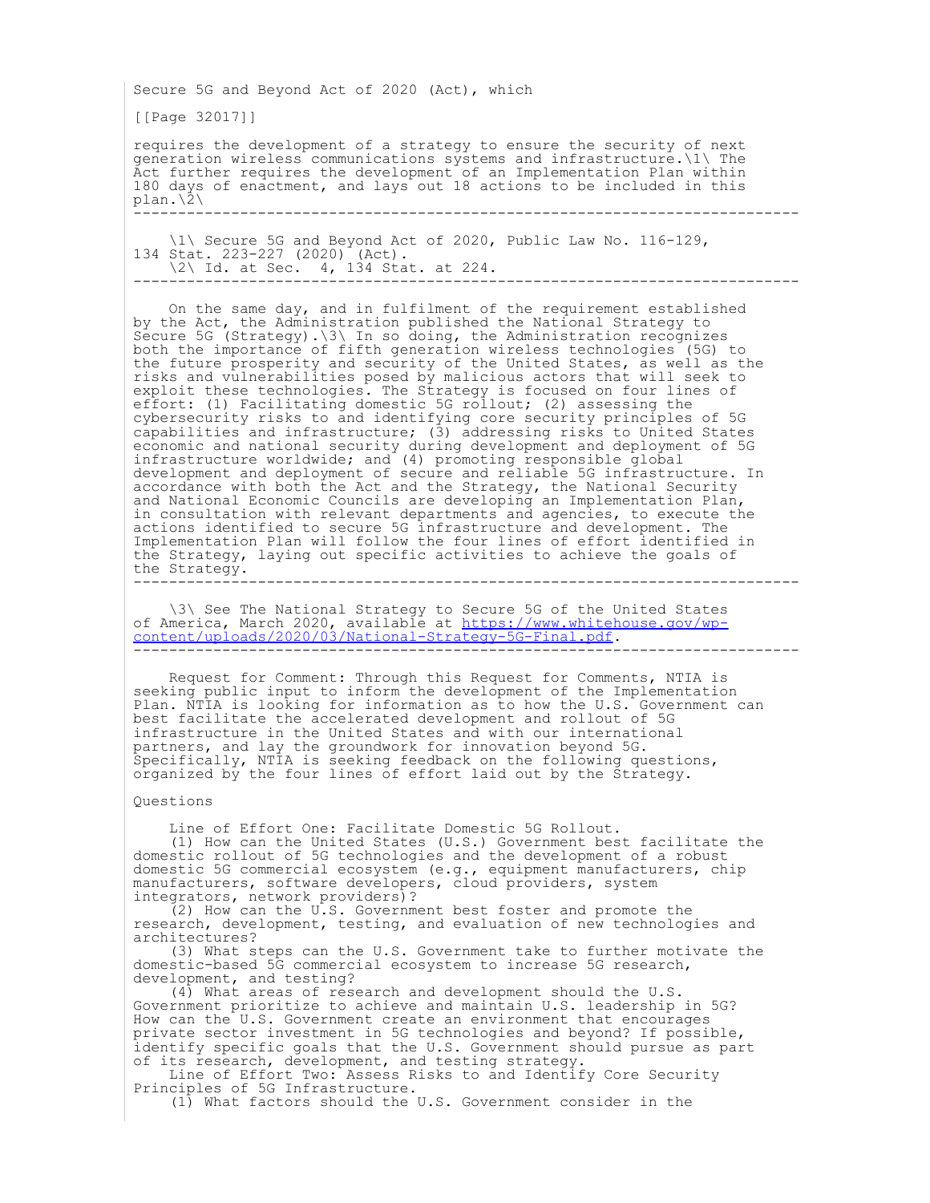Secure 5G and Beyond Act of 2020 (Act), which

requires the development of a strategy to ensure the security of next generation wireless communications systems and infrastructure.[1] The Act further requires the development of an Implementation Plan within 180 days of enactment, and lays out 18 actions to be included in this plan.[2]

---

[1] Secure 5G and Beyond Act of 2020, Public Law No. 116-129, 134 Stat. 223-227 (2020) (Act).

[2] Id. at Sec. 4, 134 Stat. at 224.

---

On the same day, and in fulfilment of the requirement established by the Act, the Administration published the National Strategy to Secure 5G (Strategy).[3] In so doing, the Administration recognizes both the importance of fifth generation wireless technologies (5G) to the future prosperity and security of the United States, as well as the risks and vulnerabilities posed by malicious actors that will seek to exploit these technologies. The Strategy is focused on four lines of effort: (1) Facilitating domestic 5G rollout; (2) assessing the cybersecurity risks to and identifying core security principles of 5G capabilities and infrastructure; (3) addressing risks to United States economic and national security during development and deployment of 5G infrastructure worldwide; and (4) promoting responsible global development and deployment of secure and reliable 5G infrastructure. In accordance with both the Act and the Strategy, the National Security and National Economic Councils are developing an Implementation Plan, in consultation with relevant departments and agencies, to execute the actions identified to secure 5G infrastructure and development. The Implementation Plan will follow the four lines of effort identified in the Strategy, laying out specific activities to achieve the goals of the Strategy.

---

[3] See The National Strategy to Secure 5G of the United States of America, March 2020, available at https://www.whitehouse.gov/wp-content/uploads/2020/03/National-Strategy-5G-Final.pdf.

---

Request for Comment: Through this Request for Comments, NTIA is seeking public input to inform the development of the Implementation Plan. NTIA is looking for information as to how the U.S. Government can best facilitate the accelerated development and rollout of 5G infrastructure in the United States and with our international partners, and lay the groundwork for innovation beyond 5G. Specifically, NTIA is seeking feedback on the following questions, organized by the four lines of effort laid out by the Strategy.

## Questions

Line of Effort One: Facilitate Domestic 5G Rollout.

(1) How can the United States (U.S.) Government best facilitate the domestic rollout of 5G technologies and the development of a robust domestic 5G commercial ecosystem (e.g., equipment manufacturers, chip manufacturers, software developers, cloud providers, system integrators, network providers)?

(2) How can the U.S. Government best foster and promote the research, development, testing, and evaluation of new technologies and architectures?

(3) What steps can the U.S. Government take to further motivate the domestic-based 5G commercial ecosystem to increase 5G research, development, and testing?

(4) What areas of research and development should the U.S. Government prioritize to achieve and maintain U.S. leadership in 5G? How can the U.S. Government create an environment that encourages private sector investment in 5G technologies and beyond? If possible, identify specific goals that the U.S. Government should pursue as part of its research, development, and testing strategy.

Line of Effort Two: Assess Risks to and Identify Core Security Principles of 5G Infrastructure.

(1) What factors should the U.S. Government consider in the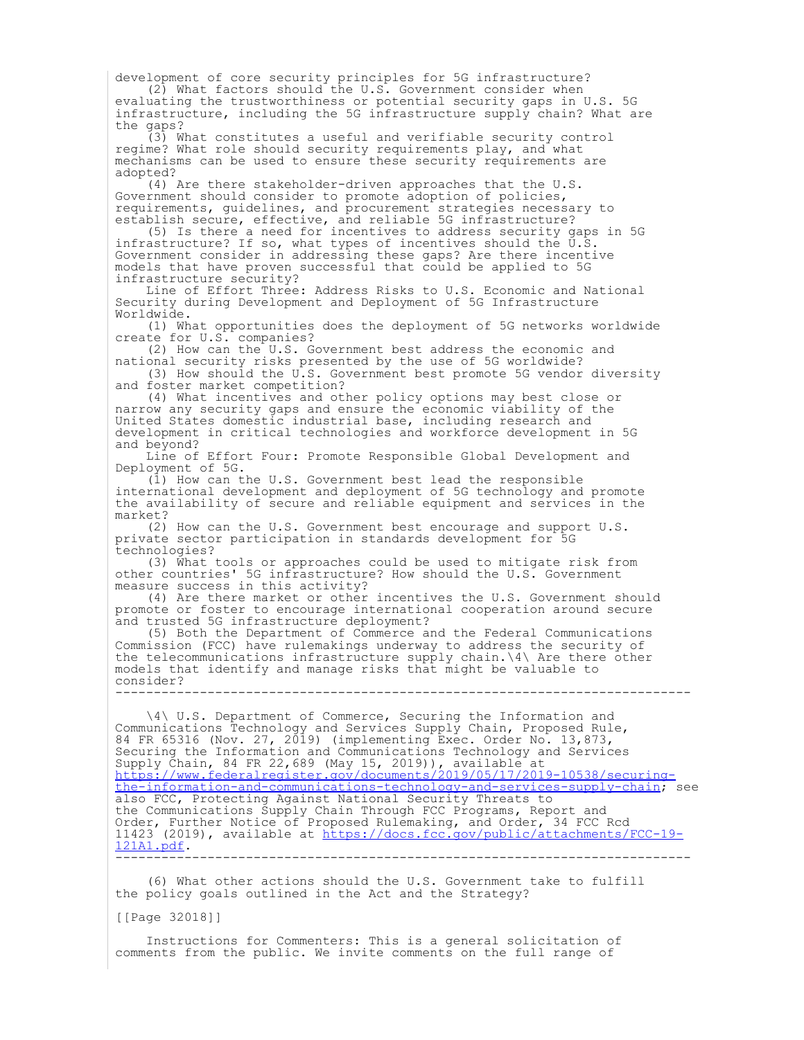development of core security principles for 5G infrastructure?

(2) What factors should the U.S. Government consider when evaluating the trustworthiness or potential security gaps in U.S. 5G infrastructure, including the 5G infrastructure supply chain? What are the gaps?

(3) What constitutes a useful and verifiable security control regime? What role should security requirements play, and what mechanisms can be used to ensure these security requirements are adopted?

(4) Are there stakeholder-driven approaches that the U.S. Government should consider to promote adoption of policies, requirements, guidelines, and procurement strategies necessary to establish secure, effective, and reliable 5G infrastructure?

(5) Is there a need for incentives to address security gaps in 5G infrastructure? If so, what types of incentives should the U.S. Government consider in addressing these gaps? Are there incentive models that have proven successful that could be applied to 5G infrastructure security?

Line of Effort Three: Address Risks to U.S. Economic and National Security during Development and Deployment of 5G Infrastructure Worldwide.

(1) What opportunities does the deployment of 5G networks worldwide create for U.S. companies?

(2) How can the U.S. Government best address the economic and national security risks presented by the use of 5G worldwide?

(3) How should the U.S. Government best promote 5G vendor diversity and foster market competition?

(4) What incentives and other policy options may best close or narrow any security gaps and ensure the economic viability of the United States domestic industrial base, including research and development in critical technologies and workforce development in 5G and beyond?

Line of Effort Four: Promote Responsible Global Development and Deployment of 5G.

(1) How can the U.S. Government best lead the responsible international development and deployment of 5G technology and promote the availability of secure and reliable equipment and services in the market?

(2) How can the U.S. Government best encourage and support U.S. private sector participation in standards development for 5G technologies?

(3) What tools or approaches could be used to mitigate risk from other countries' 5G infrastructure? How should the U.S. Government measure success in this activity?

(4) Are there market or other incentives the U.S. Government should promote or foster to encourage international cooperation around secure and trusted 5G infrastructure deployment?

(5) Both the Department of Commerce and the Federal Communications Commission (FCC) have rulemakings underway to address the security of the telecommunications infrastructure supply chain.\4\ Are there other models that identify and manage risks that might be valuable to consider?

---------------------------------------------------------------------------

\4\ U.S. Department of Commerce, Securing the Information and Communications Technology and Services Supply Chain, Proposed Rule, 84 FR 65316 (Nov. 27, 2019) (implementing Exec. Order No. 13,873, Securing the Information and Communications Technology and Services Supply Chain, 84 FR 22,689 (May 15, 2019)), available at https://www.federalregister.gov/documents/2019/05/17/2019-10538/securing-the-information-and-communications-technology-and-services-supply-chain; see also FCC, Protecting Against National Security Threats to the Communications Supply Chain Through FCC Programs, Report and Order, Further Notice of Proposed Rulemaking, and Order, 34 FCC Rcd 11423 (2019), available at https://docs.fcc.gov/public/attachments/FCC-19-121A1.pdf.

---------------------------------------------------------------------------

(6) What other actions should the U.S. Government take to fulfill the policy goals outlined in the Act and the Strategy?

[[Page 32018]]

Instructions for Commenters: This is a general solicitation of comments from the public. We invite comments on the full range of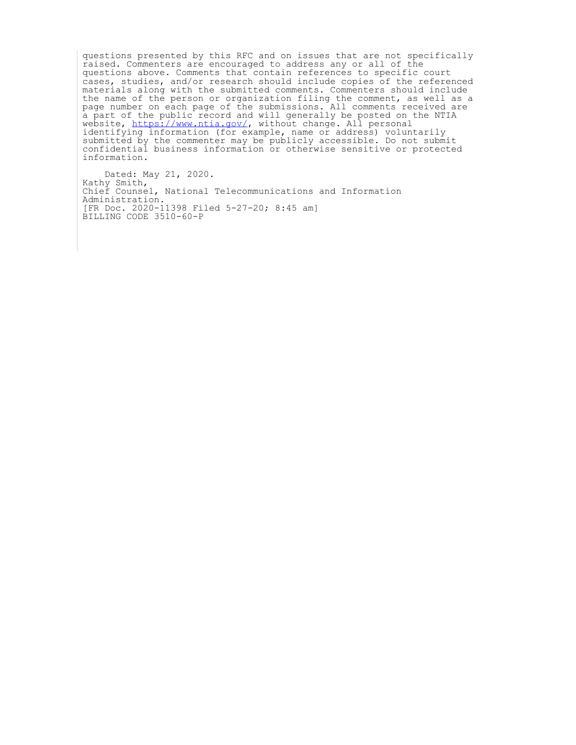questions presented by this RFC and on issues that are not specifically raised. Commenters are encouraged to address any or all of the questions above. Comments that contain references to specific court cases, studies, and/or research should include copies of the referenced materials along with the submitted comments. Commenters should include the name of the person or organization filing the comment, as well as a page number on each page of the submissions. All comments received are a part of the public record and will generally be posted on the NTIA website, https://www.ntia.gov/, without change. All personal identifying information (for example, name or address) voluntarily submitted by the commenter may be publicly accessible. Do not submit confidential business information or otherwise sensitive or protected information.

Dated: May 21, 2020.

Kathy Smith,

Chief Counsel, National Telecommunications and Information Administration.

[FR Doc. 2020-11398 Filed 5-27-20; 8:45 am]

BILLING CODE 3510-60-P